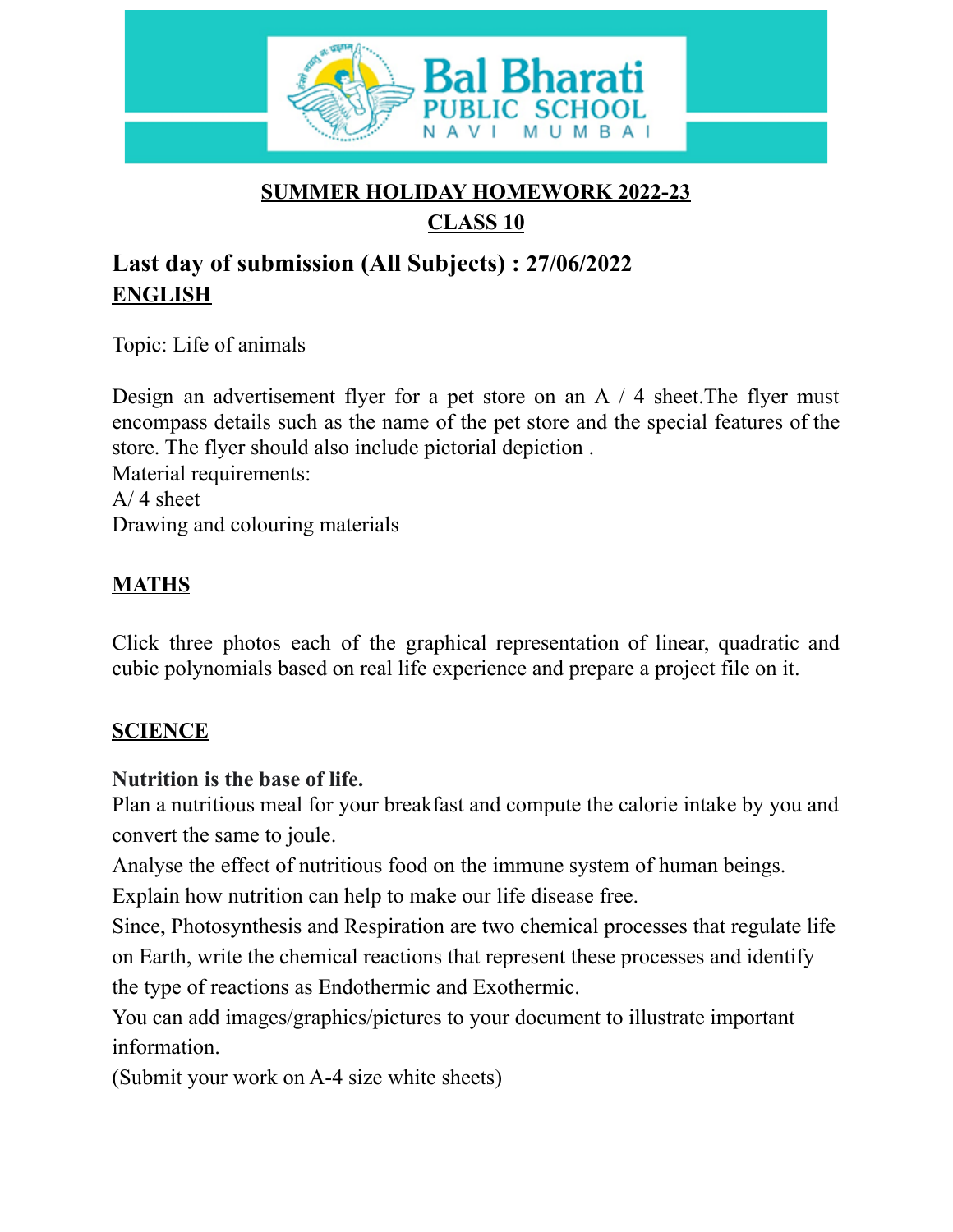Bal Bharati PUBLIC SCHOOL NAVI MUMBAI

**SUMMER HOLIDAY HOMEWORK 2022-23**

**CLASS 10**

## Last day of submission (All Subjects) : 27/06/2022

## ENGLISH

Topic: Life of animals

Design an advertisement flyer for a pet store on an A / 4 sheet.The flyer must encompass details such as the name of the pet store and the special features of the store. The flyer should also include pictorial depiction .
Material requirements:
A/ 4 sheet
Drawing and colouring materials

## MATHS

Click three photos each of the graphical representation of linear, quadratic and cubic polynomials based on real life experience and prepare a project file on it.

## SCIENCE

**Nutrition is the base of life.**
Plan a nutritious meal for your breakfast and compute the calorie intake by you and convert the same to joule.
Analyse the effect of nutritious food on the immune system of human beings.
Explain how nutrition can help to make our life disease free.
Since, Photosynthesis and Respiration are two chemical processes that regulate life on Earth, write the chemical reactions that represent these processes and identify the type of reactions as Endothermic and Exothermic.
You can add images/graphics/pictures to your document to illustrate important information.
(Submit your work on A-4 size white sheets)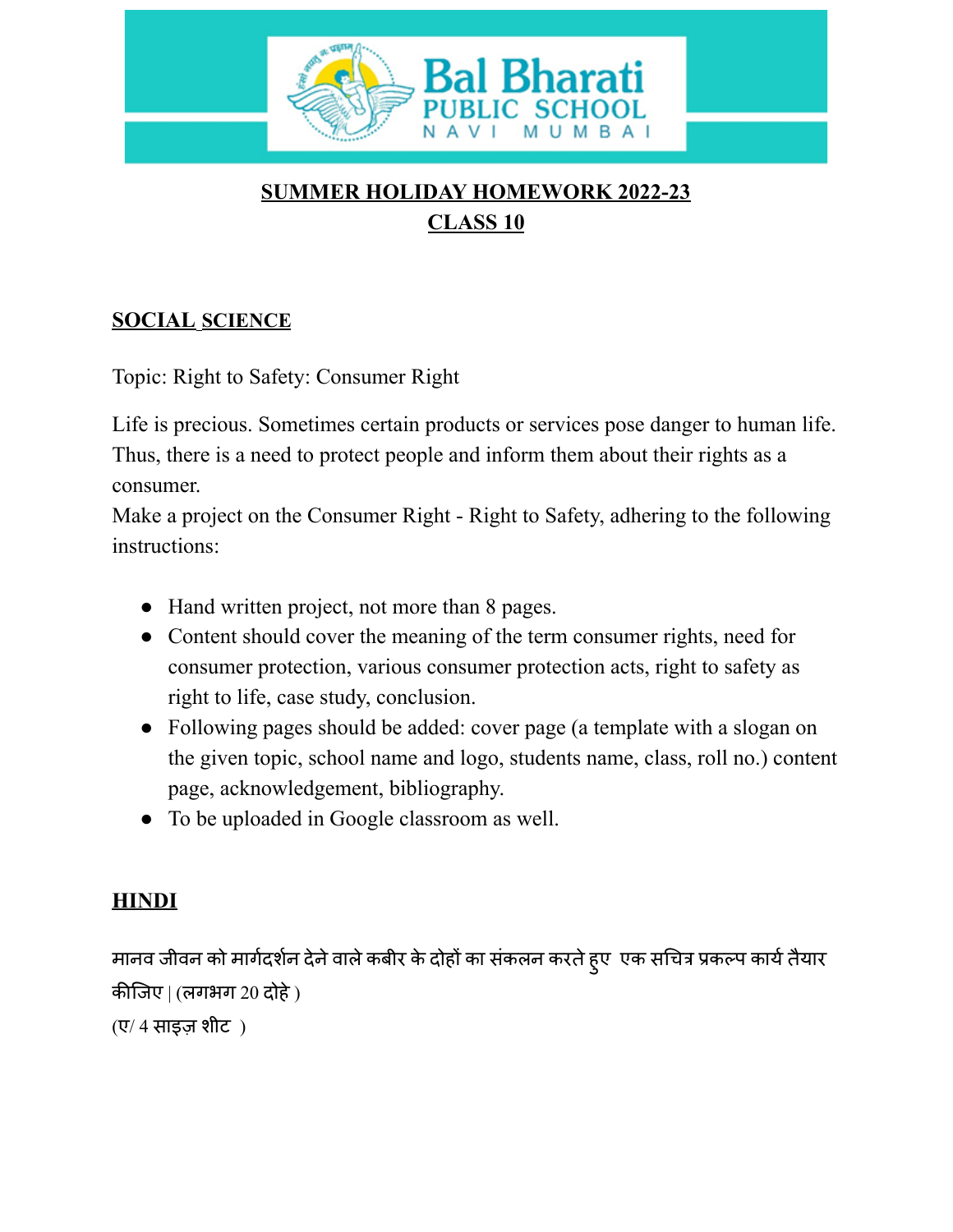## SUMMER HOLIDAY HOMEWORK 2022-23
## CLASS 10

### SOCIAL SCIENCE

Topic: Right to Safety: Consumer Right

Life is precious. Sometimes certain products or services pose danger to human life. Thus, there is a need to protect people and inform them about their rights as a consumer.

Make a project on the Consumer Right - Right to Safety, adhering to the following instructions:

- Hand written project, not more than 8 pages.
- Content should cover the meaning of the term consumer rights, need for consumer protection, various consumer protection acts, right to safety as right to life, case study, conclusion.
- Following pages should be added: cover page (a template with a slogan on the given topic, school name and logo, students name, class, roll no.) content page, acknowledgement, bibliography.
- To be uploaded in Google classroom as well.

### HINDI

मानव जीवन को मार्गदर्शन देने वाले कबीर के दोहों का संकलन करते हुए एक सचित्र प्रकल्प कार्य तैयार कीजिए | (लगभग 20 दोहे )

(ए/ 4 साइज़ शीट )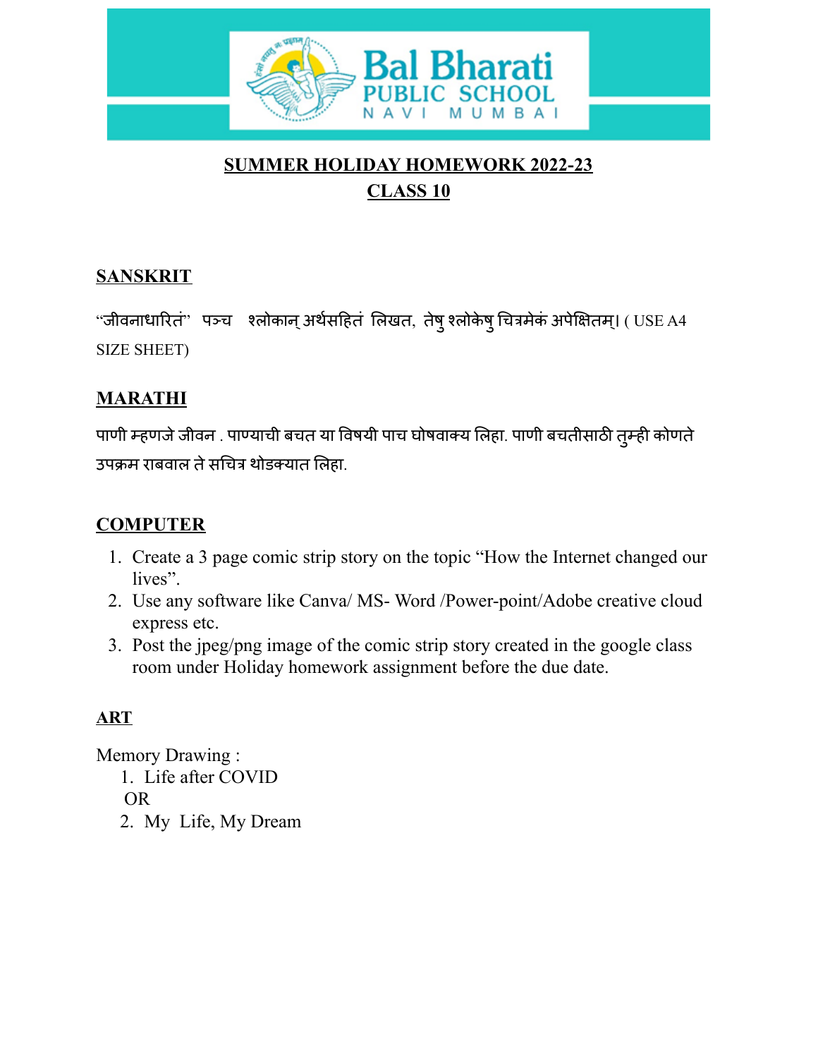Bal Bharati
PUBLIC SCHOOL
NAVI MUMBAI

# SUMMER HOLIDAY HOMEWORK 2022-23
# CLASS 10

## SANSKRIT

“जीवनाधारितं” पञ्च श्लोकान् अर्थसहितं लिखत, तेषु श्लोकेषु चित्रमेकं अपेक्षितम्। ( USE A4 SIZE SHEET)

## MARATHI

पाणी म्हणजे जीवन . पाण्याची बचत या विषयी पाच घोषवाक्य लिहा. पाणी बचतीसाठी तुम्ही कोणते उपक्रम राबवाल ते सचित्र थोडक्यात लिहा.

## COMPUTER

1. Create a 3 page comic strip story on the topic “How the Internet changed our lives”.
2. Use any software like Canva/ MS- Word /Power-point/Adobe creative cloud express etc.
3. Post the jpeg/png image of the comic strip story created in the google class room under Holiday homework assignment before the due date.

## ART

Memory Drawing :

1. Life after COVID

OR

2. My Life, My Dream